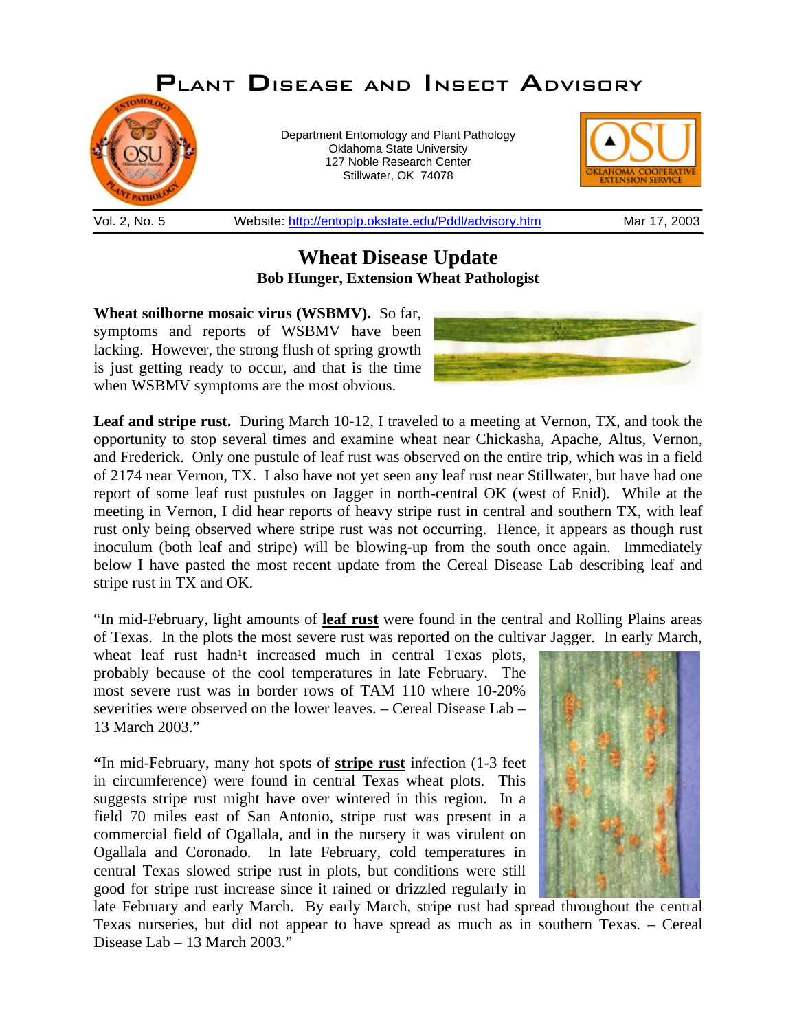// Plant Disease and Insect Advisory

# Plant Disease and Insect Advisory

Department Entomology and Plant Pathology
Oklahoma State University
127 Noble Research Center
Stillwater, OK 74078

Vol. 2, No. 5 | Website: http://entoplp.okstate.edu/Pddl/advisory.htm | Mar 17, 2003

## Wheat Disease Update

**Bob Hunger, Extension Wheat Pathologist**

**Wheat soilborne mosaic virus (WSBMV).** So far, symptoms and reports of WSBMV have been lacking. However, the strong flush of spring growth is just getting ready to occur, and that is the time when WSBMV symptoms are the most obvious.

**Leaf and stripe rust.** During March 10-12, I traveled to a meeting at Vernon, TX, and took the opportunity to stop several times and examine wheat near Chickasha, Apache, Altus, Vernon, and Frederick. Only one pustule of leaf rust was observed on the entire trip, which was in a field of 2174 near Vernon, TX. I also have not yet seen any leaf rust near Stillwater, but have had one report of some leaf rust pustules on Jagger in north-central OK (west of Enid). While at the meeting in Vernon, I did hear reports of heavy stripe rust in central and southern TX, with leaf rust only being observed where stripe rust was not occurring. Hence, it appears as though rust inoculum (both leaf and stripe) will be blowing-up from the south once again. Immediately below I have pasted the most recent update from the Cereal Disease Lab describing leaf and stripe rust in TX and OK.

"In mid-February, light amounts of **leaf rust** were found in the central and Rolling Plains areas of Texas. In the plots the most severe rust was reported on the cultivar Jagger. In early March, wheat leaf rust hadn¹t increased much in central Texas plots, probably because of the cool temperatures in late February. The most severe rust was in border rows of TAM 110 where 10-20% severities were observed on the lower leaves. – Cereal Disease Lab – 13 March 2003."

**"**In mid-February, many hot spots of **stripe rust** infection (1-3 feet in circumference) were found in central Texas wheat plots. This suggests stripe rust might have over wintered in this region. In a field 70 miles east of San Antonio, stripe rust was present in a commercial field of Ogallala, and in the nursery it was virulent on Ogallala and Coronado. In late February, cold temperatures in central Texas slowed stripe rust in plots, but conditions were still good for stripe rust increase since it rained or drizzled regularly in late February and early March. By early March, stripe rust had spread throughout the central Texas nurseries, but did not appear to have spread as much as in southern Texas. – Cereal Disease Lab – 13 March 2003."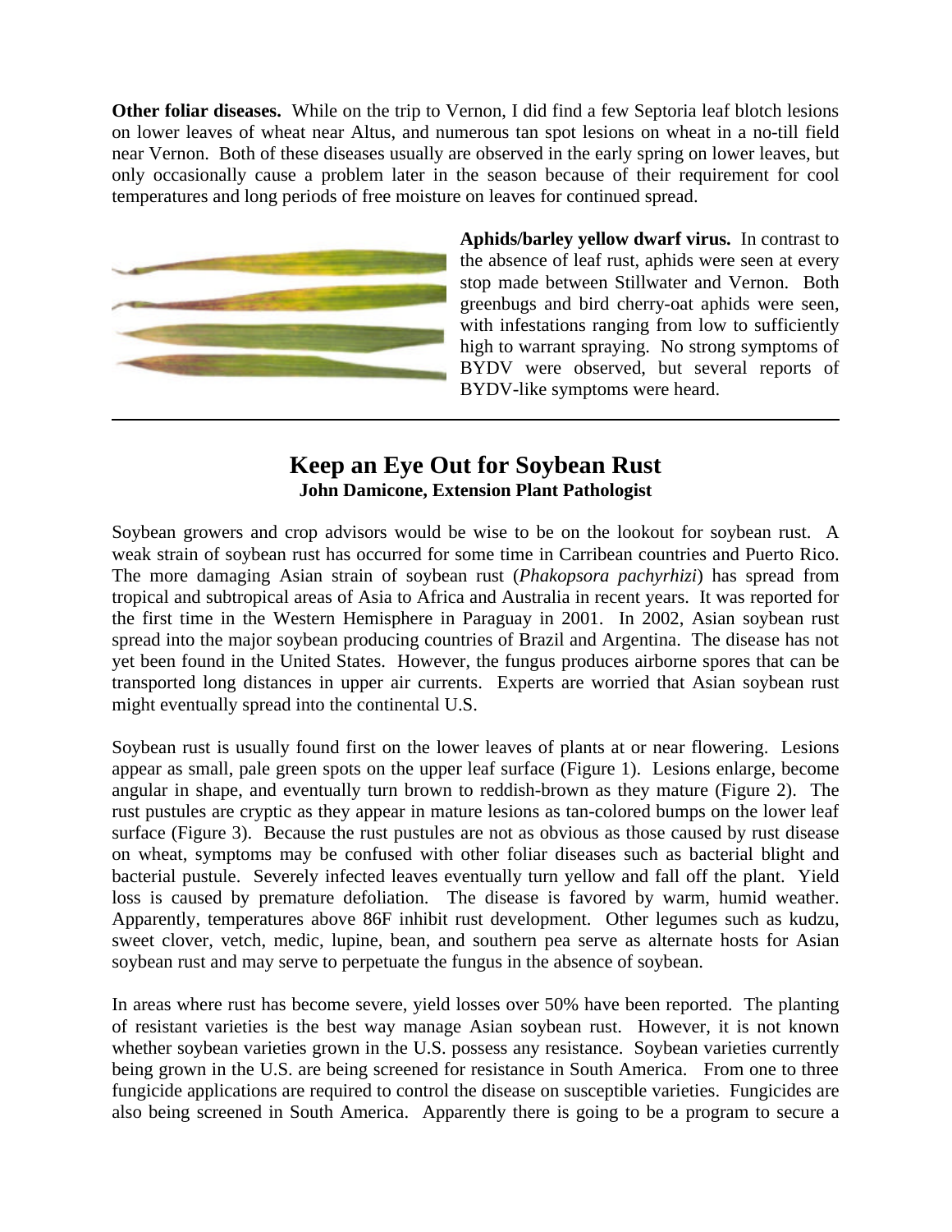**Other foliar diseases.** While on the trip to Vernon, I did find a few Septoria leaf blotch lesions on lower leaves of wheat near Altus, and numerous tan spot lesions on wheat in a no-till field near Vernon. Both of these diseases usually are observed in the early spring on lower leaves, but only occasionally cause a problem later in the season because of their requirement for cool temperatures and long periods of free moisture on leaves for continued spread.

**Aphids/barley yellow dwarf virus.** In contrast to the absence of leaf rust, aphids were seen at every stop made between Stillwater and Vernon. Both greenbugs and bird cherry-oat aphids were seen, with infestations ranging from low to sufficiently high to warrant spraying. No strong symptoms of BYDV were observed, but several reports of BYDV-like symptoms were heard.

---

## Keep an Eye Out for Soybean Rust

**John Damicone, Extension Plant Pathologist**

Soybean growers and crop advisors would be wise to be on the lookout for soybean rust. A weak strain of soybean rust has occurred for some time in Carribean countries and Puerto Rico. The more damaging Asian strain of soybean rust (*Phakopsora pachyrhizi*) has spread from tropical and subtropical areas of Asia to Africa and Australia in recent years. It was reported for the first time in the Western Hemisphere in Paraguay in 2001. In 2002, Asian soybean rust spread into the major soybean producing countries of Brazil and Argentina. The disease has not yet been found in the United States. However, the fungus produces airborne spores that can be transported long distances in upper air currents. Experts are worried that Asian soybean rust might eventually spread into the continental U.S.

Soybean rust is usually found first on the lower leaves of plants at or near flowering. Lesions appear as small, pale green spots on the upper leaf surface (Figure 1). Lesions enlarge, become angular in shape, and eventually turn brown to reddish-brown as they mature (Figure 2). The rust pustules are cryptic as they appear in mature lesions as tan-colored bumps on the lower leaf surface (Figure 3). Because the rust pustules are not as obvious as those caused by rust disease on wheat, symptoms may be confused with other foliar diseases such as bacterial blight and bacterial pustule. Severely infected leaves eventually turn yellow and fall off the plant. Yield loss is caused by premature defoliation. The disease is favored by warm, humid weather. Apparently, temperatures above 86F inhibit rust development. Other legumes such as kudzu, sweet clover, vetch, medic, lupine, bean, and southern pea serve as alternate hosts for Asian soybean rust and may serve to perpetuate the fungus in the absence of soybean.

In areas where rust has become severe, yield losses over 50% have been reported. The planting of resistant varieties is the best way manage Asian soybean rust. However, it is not known whether soybean varieties grown in the U.S. possess any resistance. Soybean varieties currently being grown in the U.S. are being screened for resistance in South America. From one to three fungicide applications are required to control the disease on susceptible varieties. Fungicides are also being screened in South America. Apparently there is going to be a program to secure a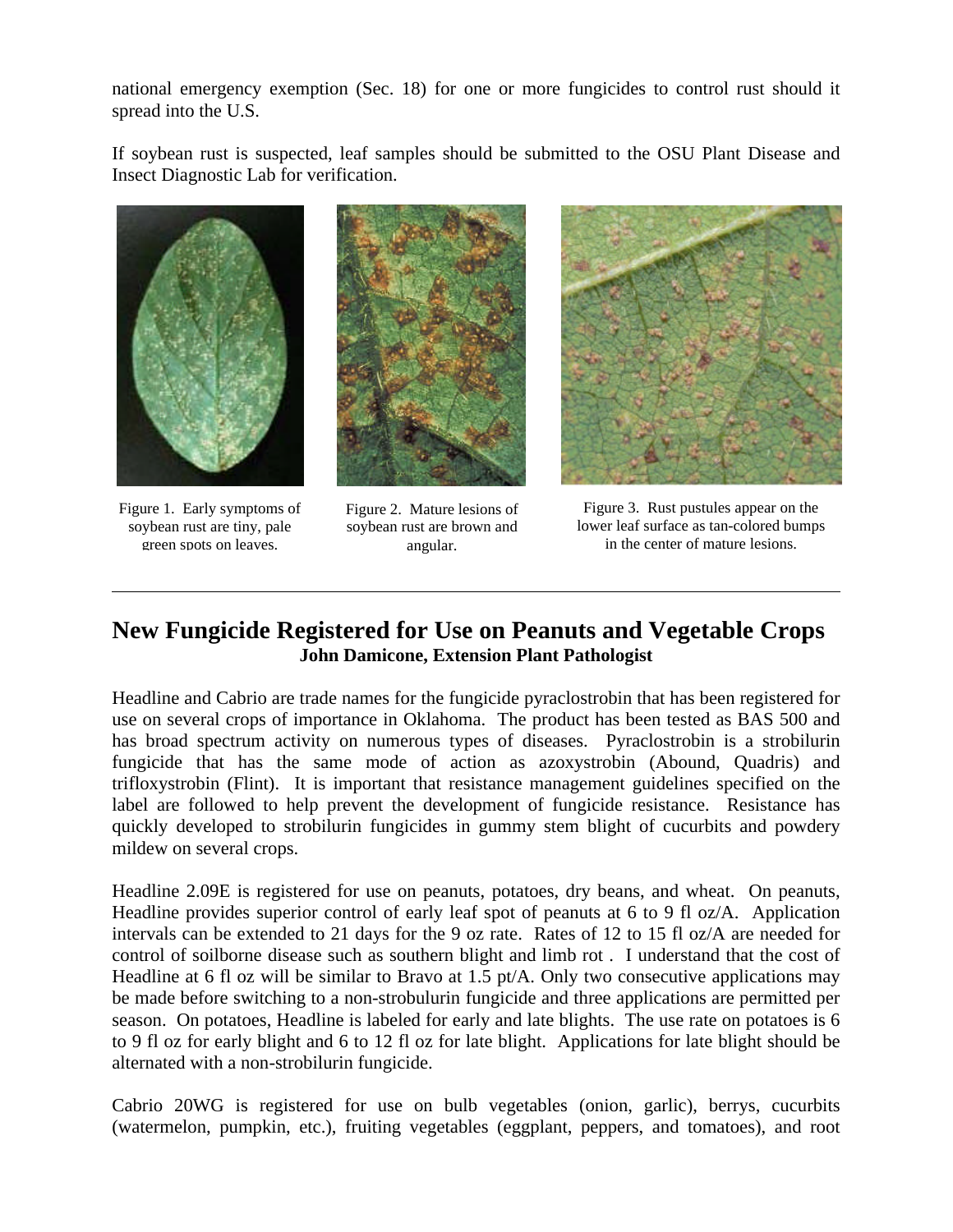national emergency exemption (Sec. 18) for one or more fungicides to control rust should it spread into the U.S.

If soybean rust is suspected, leaf samples should be submitted to the OSU Plant Disease and Insect Diagnostic Lab for verification.

Figure 1. Early symptoms of soybean rust are tiny, pale green spots on leaves.

Figure 2. Mature lesions of soybean rust are brown and angular.

Figure 3. Rust pustules appear on the lower leaf surface as tan-colored bumps in the center of mature lesions.

---

## New Fungicide Registered for Use on Peanuts and Vegetable Crops

**John Damicone, Extension Plant Pathologist**

Headline and Cabrio are trade names for the fungicide pyraclostrobin that has been registered for use on several crops of importance in Oklahoma. The product has been tested as BAS 500 and has broad spectrum activity on numerous types of diseases. Pyraclostrobin is a strobilurin fungicide that has the same mode of action as azoxystrobin (Abound, Quadris) and trifloxystrobin (Flint). It is important that resistance management guidelines specified on the label are followed to help prevent the development of fungicide resistance. Resistance has quickly developed to strobilurin fungicides in gummy stem blight of cucurbits and powdery mildew on several crops.

Headline 2.09E is registered for use on peanuts, potatoes, dry beans, and wheat. On peanuts, Headline provides superior control of early leaf spot of peanuts at 6 to 9 fl oz/A. Application intervals can be extended to 21 days for the 9 oz rate. Rates of 12 to 15 fl oz/A are needed for control of soilborne disease such as southern blight and limb rot . I understand that the cost of Headline at 6 fl oz will be similar to Bravo at 1.5 pt/A. Only two consecutive applications may be made before switching to a non-strobulurin fungicide and three applications are permitted per season. On potatoes, Headline is labeled for early and late blights. The use rate on potatoes is 6 to 9 fl oz for early blight and 6 to 12 fl oz for late blight. Applications for late blight should be alternated with a non-strobilurin fungicide.

Cabrio 20WG is registered for use on bulb vegetables (onion, garlic), berrys, cucurbits (watermelon, pumpkin, etc.), fruiting vegetables (eggplant, peppers, and tomatoes), and root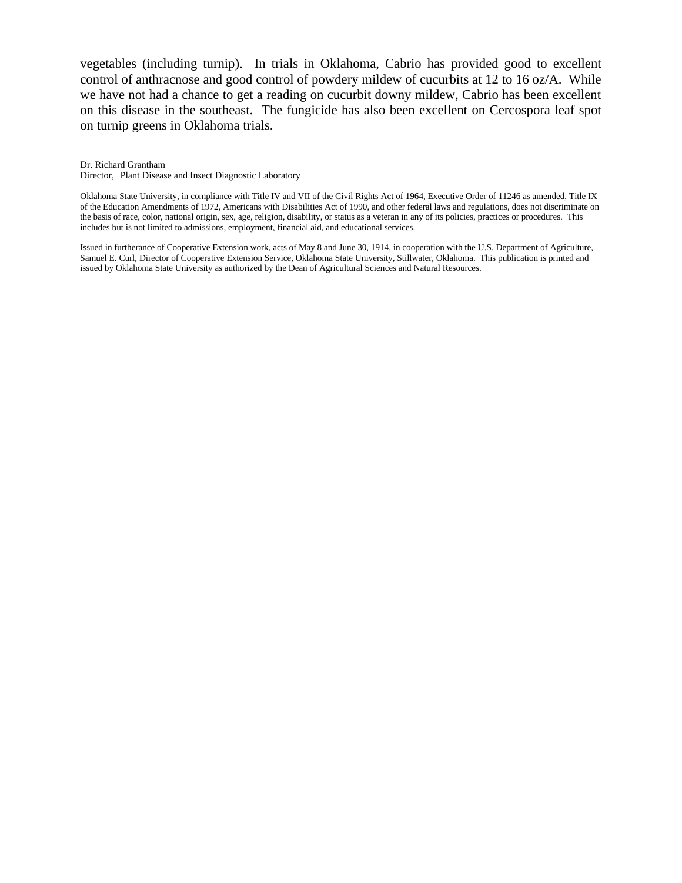vegetables (including turnip). In trials in Oklahoma, Cabrio has provided good to excellent control of anthracnose and good control of powdery mildew of cucurbits at 12 to 16 oz/A. While we have not had a chance to get a reading on cucurbit downy mildew, Cabrio has been excellent on this disease in the southeast. The fungicide has also been excellent on Cercospora leaf spot on turnip greens in Oklahoma trials.

---

Dr. Richard Grantham
Director, Plant Disease and Insect Diagnostic Laboratory

Oklahoma State University, in compliance with Title IV and VII of the Civil Rights Act of 1964, Executive Order of 11246 as amended, Title IX of the Education Amendments of 1972, Americans with Disabilities Act of 1990, and other federal laws and regulations, does not discriminate on the basis of race, color, national origin, sex, age, religion, disability, or status as a veteran in any of its policies, practices or procedures. This includes but is not limited to admissions, employment, financial aid, and educational services.

Issued in furtherance of Cooperative Extension work, acts of May 8 and June 30, 1914, in cooperation with the U.S. Department of Agriculture, Samuel E. Curl, Director of Cooperative Extension Service, Oklahoma State University, Stillwater, Oklahoma. This publication is printed and issued by Oklahoma State University as authorized by the Dean of Agricultural Sciences and Natural Resources.